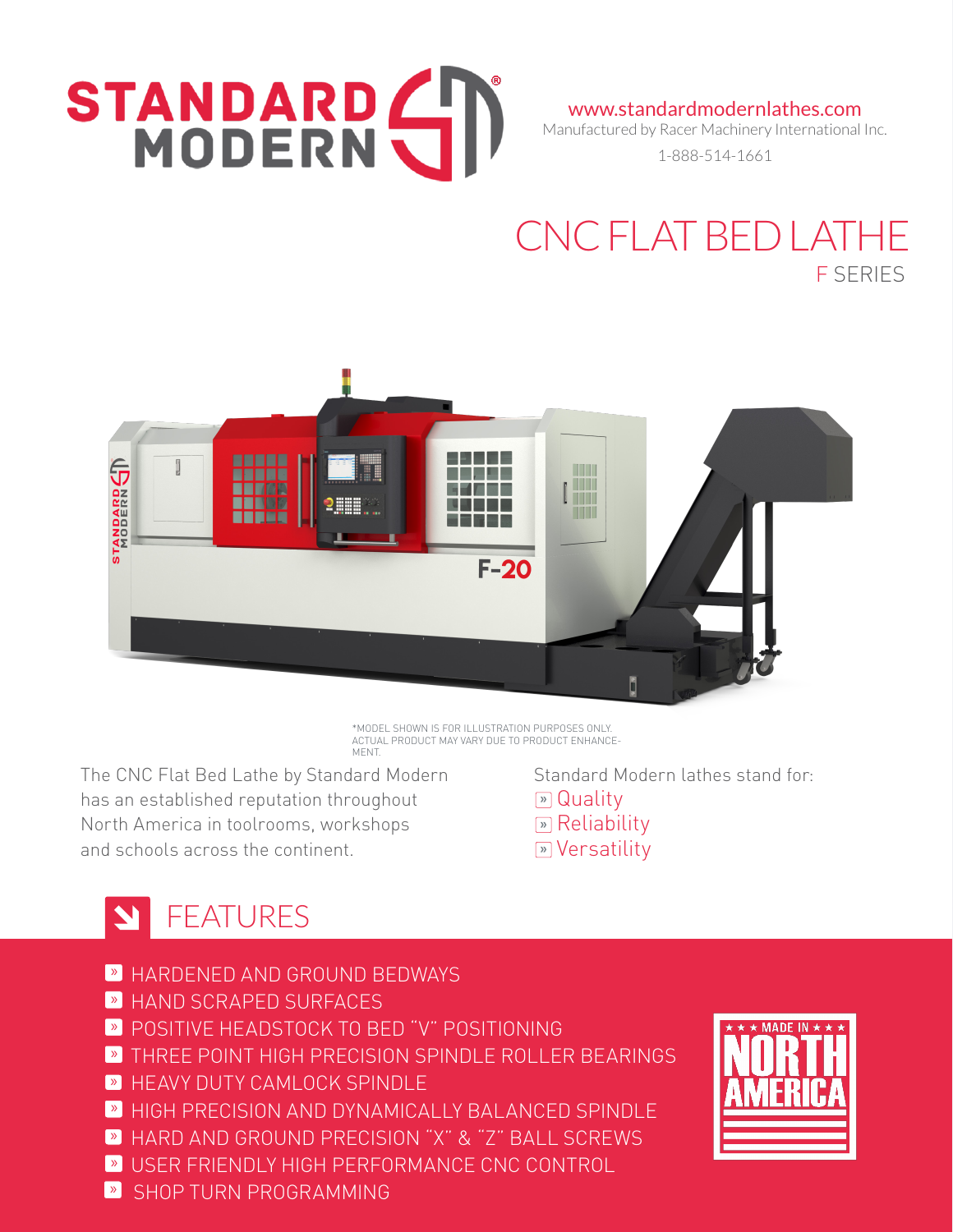# STANDARD MODERN

www.standardmodernlathes.com
Manufactured by Racer Machinery International Inc.
1-888-514-1661

# CNC FLAT BED LATHE

## F SERIES

*MODEL SHOWN IS FOR ILLUSTRATION PURPOSES ONLY. ACTUAL PRODUCT MAY VARY DUE TO PRODUCT ENHANCEMENT.

The CNC Flat Bed Lathe by Standard Modern has an established reputation throughout North America in toolrooms, workshops and schools across the continent.

Standard Modern lathes stand for:

- Quality
- Reliability
- Versatility

## FEATURES

- HARDENED AND GROUND BEDWAYS
- HAND SCRAPED SURFACES
- POSITIVE HEADSTOCK TO BED "V" POSITIONING
- THREE POINT HIGH PRECISION SPINDLE ROLLER BEARINGS
- HEAVY DUTY CAMLOCK SPINDLE
- HIGH PRECISION AND DYNAMICALLY BALANCED SPINDLE
- HARD AND GROUND PRECISION "X" & "Z" BALL SCREWS
- USER FRIENDLY HIGH PERFORMANCE CNC CONTROL
- SHOP TURN PROGRAMMING

★ ★ ★ MADE IN ★ ★ ★ NORTH AMERICA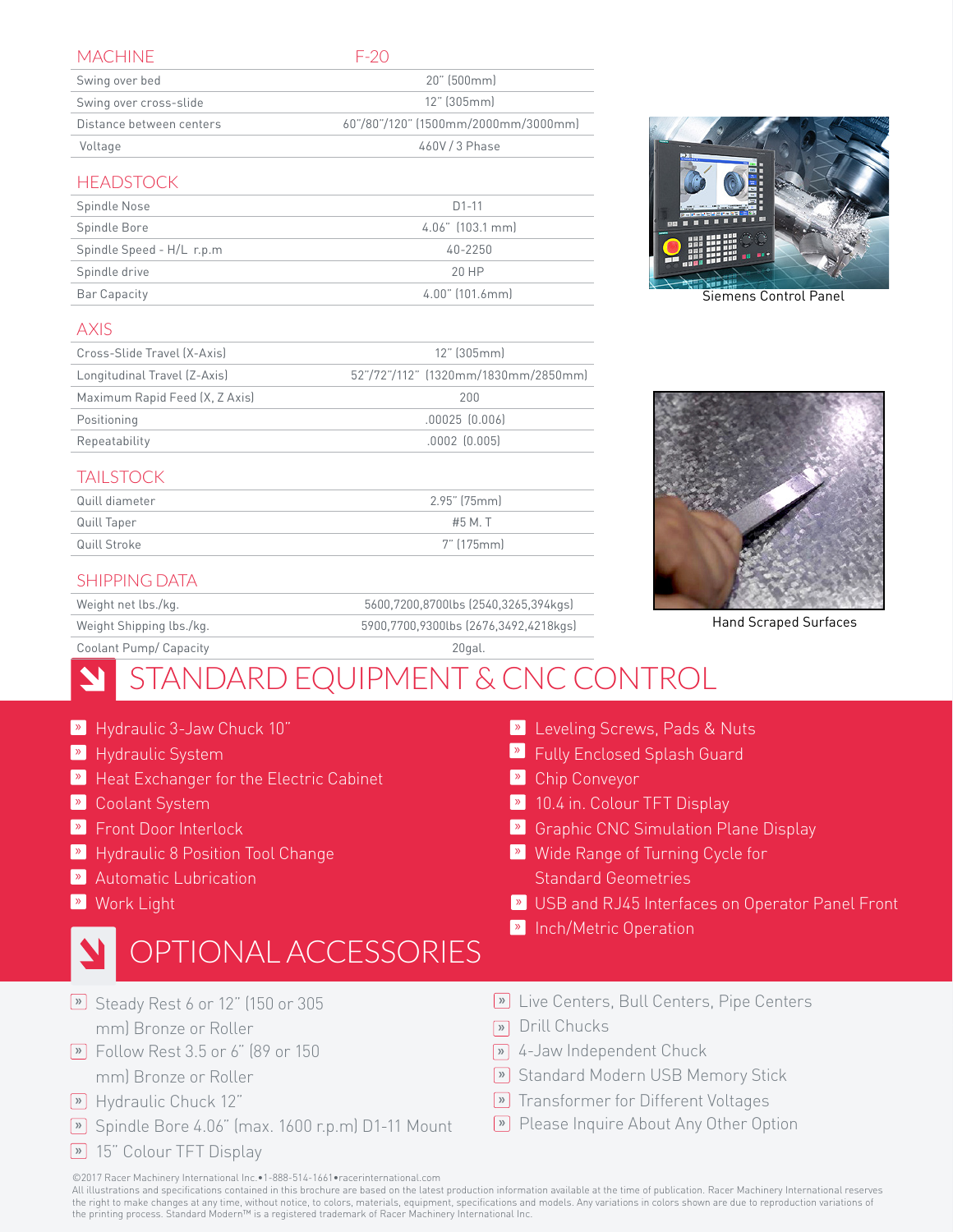| MACHINE | F-20 |
| --- | --- |
| Swing over bed | 20" (500mm) |
| Swing over cross-slide | 12" (305mm) |
| Distance between centers | 60"/80"/120" (1500mm/2000mm/3000mm) |
| Voltage | 460V / 3 Phase |

| HEADSTOCK | |
| --- | --- |
| Spindle Nose | D1-11 |
| Spindle Bore | 4.06" (103.1 mm) |
| Spindle Speed - H/L r.p.m | 40-2250 |
| Spindle drive | 20 HP |
| Bar Capacity | 4.00" (101.6mm) |

| AXIS | |
| --- | --- |
| Cross-Slide Travel (X-Axis) | 12" (305mm) |
| Longitudinal Travel (Z-Axis) | 52"/72"/112" (1320mm/1830mm/2850mm) |
| Maximum Rapid Feed (X, Z Axis) | 200 |
| Positioning | .00025 (0.006) |
| Repeatability | .0002 (0.005) |

| TAILSTOCK | |
| --- | --- |
| Quill diameter | 2.95" (75mm) |
| Quill Taper | #5 M. T |
| Quill Stroke | 7" (175mm) |

| SHIPPING DATA | |
| --- | --- |
| Weight net lbs./kg. | 5600,7200,8700lbs (2540,3265,394kgs) |
| Weight Shipping lbs./kg. | 5900,7700,9300lbs (2676,3492,4218kgs) |
| Coolant Pump/ Capacity | 20gal. |

Siemens Control Panel

Hand Scraped Surfaces

## STANDARD EQUIPMENT & CNC CONTROL

- Hydraulic 3-Jaw Chuck 10"
- Hydraulic System
- Heat Exchanger for the Electric Cabinet
- Coolant System
- Front Door Interlock
- Hydraulic 8 Position Tool Change
- Automatic Lubrication
- Work Light
- Leveling Screws, Pads & Nuts
- Fully Enclosed Splash Guard
- Chip Conveyor
- 10.4 in. Colour TFT Display
- Graphic CNC Simulation Plane Display
- Wide Range of Turning Cycle for Standard Geometries
- USB and RJ45 Interfaces on Operator Panel Front
- Inch/Metric Operation

## OPTIONAL ACCESSORIES

- Steady Rest 6 or 12" (150 or 305 mm) Bronze or Roller
- Follow Rest 3.5 or 6" (89 or 150 mm) Bronze or Roller
- Hydraulic Chuck 12"
- Spindle Bore 4.06" (max. 1600 r.p.m) D1-11 Mount
- 15" Colour TFT Display
- Live Centers, Bull Centers, Pipe Centers
- Drill Chucks
- 4-Jaw Independent Chuck
- Standard Modern USB Memory Stick
- Transformer for Different Voltages
- Please Inquire About Any Other Option

©2017 Racer Machinery International Inc.•1-888-514-1661•racerinternational.com
All illustrations and specifications contained in this brochure are based on the latest production information available at the time of publication. Racer Machinery International reserves the right to make changes at any time, without notice, to colors, materials, equipment, specifications and models. Any variations in colors shown are due to reproduction variations of the printing process. Standard Modern™ is a registered trademark of Racer Machinery International Inc.